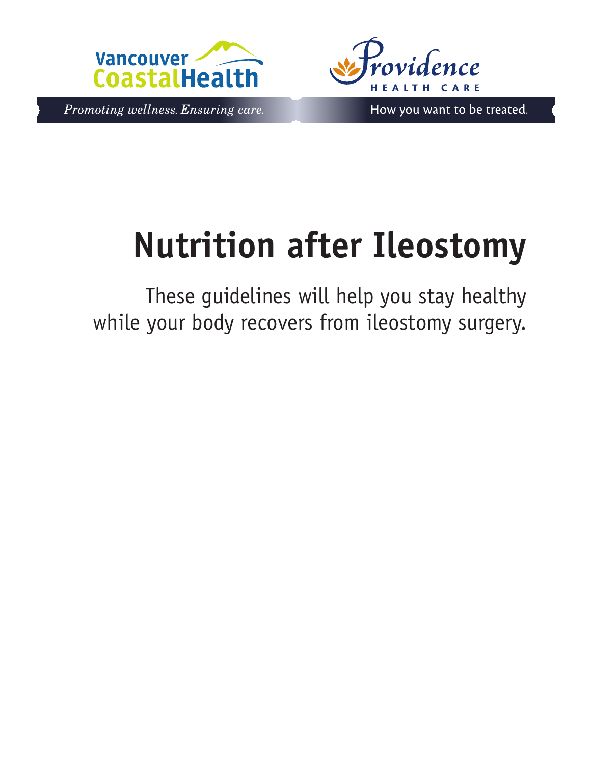Vancouver CoastalHealth

*Promoting wellness. Ensuring care.*

Providence HEALTH CARE

How you want to be treated.

# Nutrition after Ileostomy

These guidelines will help you stay healthy while your body recovers from ileostomy surgery.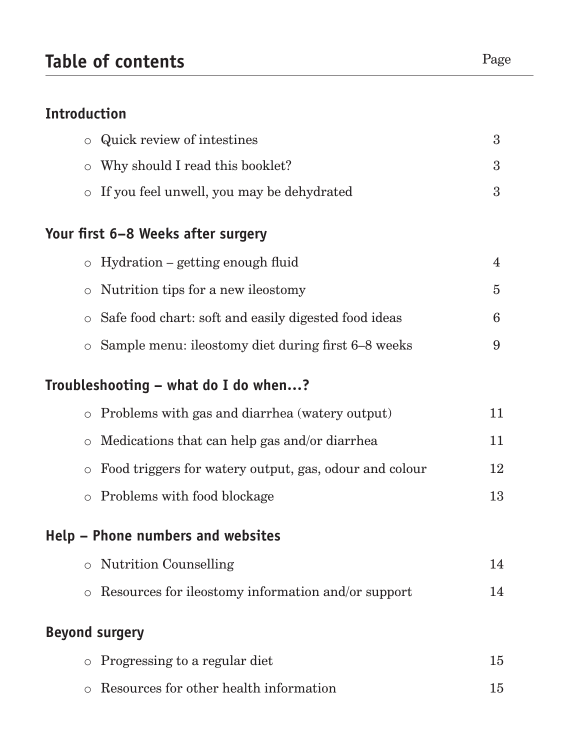# Table of contents

| | Page |
|---|---|
| **Introduction** | |
| ○ Quick review of intestines | 3 |
| ○ Why should I read this booklet? | 3 |
| ○ If you feel unwell, you may be dehydrated | 3 |
| **Your first 6–8 Weeks after surgery** | |
| ○ Hydration – getting enough fluid | 4 |
| ○ Nutrition tips for a new ileostomy | 5 |
| ○ Safe food chart: soft and easily digested food ideas | 6 |
| ○ Sample menu: ileostomy diet during first 6–8 weeks | 9 |
| **Troubleshooting – what do I do when…?** | |
| ○ Problems with gas and diarrhea (watery output) | 11 |
| ○ Medications that can help gas and/or diarrhea | 11 |
| ○ Food triggers for watery output, gas, odour and colour | 12 |
| ○ Problems with food blockage | 13 |
| **Help – Phone numbers and websites** | |
| ○ Nutrition Counselling | 14 |
| ○ Resources for ileostomy information and/or support | 14 |
| **Beyond surgery** | |
| ○ Progressing to a regular diet | 15 |
| ○ Resources for other health information | 15 |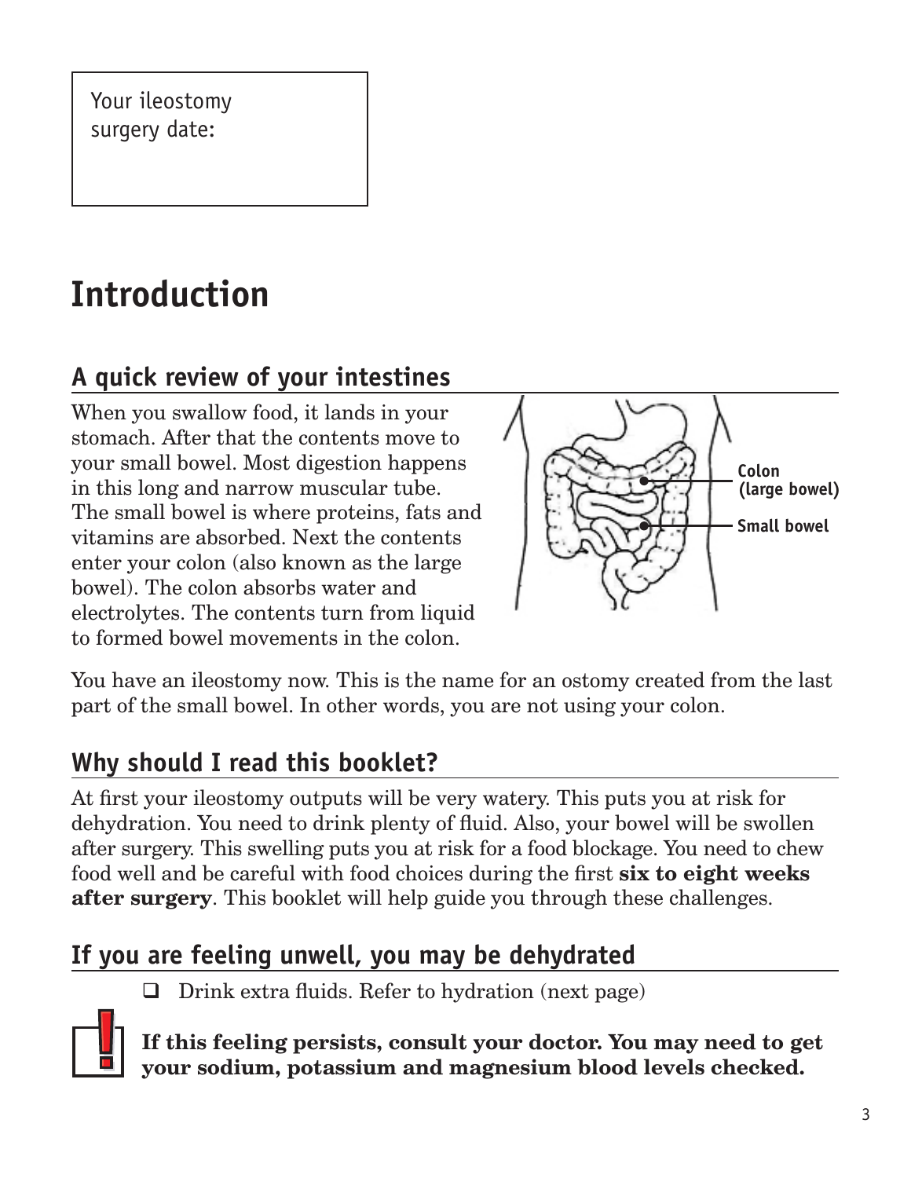Your ileostomy surgery date:

# Introduction

## A quick review of your intestines

When you swallow food, it lands in your stomach. After that the contents move to your small bowel. Most digestion happens in this long and narrow muscular tube. The small bowel is where proteins, fats and vitamins are absorbed. Next the contents enter your colon (also known as the large bowel). The colon absorbs water and electrolytes. The contents turn from liquid to formed bowel movements in the colon.

Colon (large bowel)

Small bowel

You have an ileostomy now. This is the name for an ostomy created from the last part of the small bowel. In other words, you are not using your colon.

## Why should I read this booklet?

At first your ileostomy outputs will be very watery. This puts you at risk for dehydration. You need to drink plenty of fluid. Also, your bowel will be swollen after surgery. This swelling puts you at risk for a food blockage. You need to chew food well and be careful with food choices during the first **six to eight weeks after surgery**. This booklet will help guide you through these challenges.

## If you are feeling unwell, you may be dehydrated

- [ ] Drink extra fluids. Refer to hydration (next page)

**If this feeling persists, consult your doctor. You may need to get your sodium, potassium and magnesium blood levels checked.**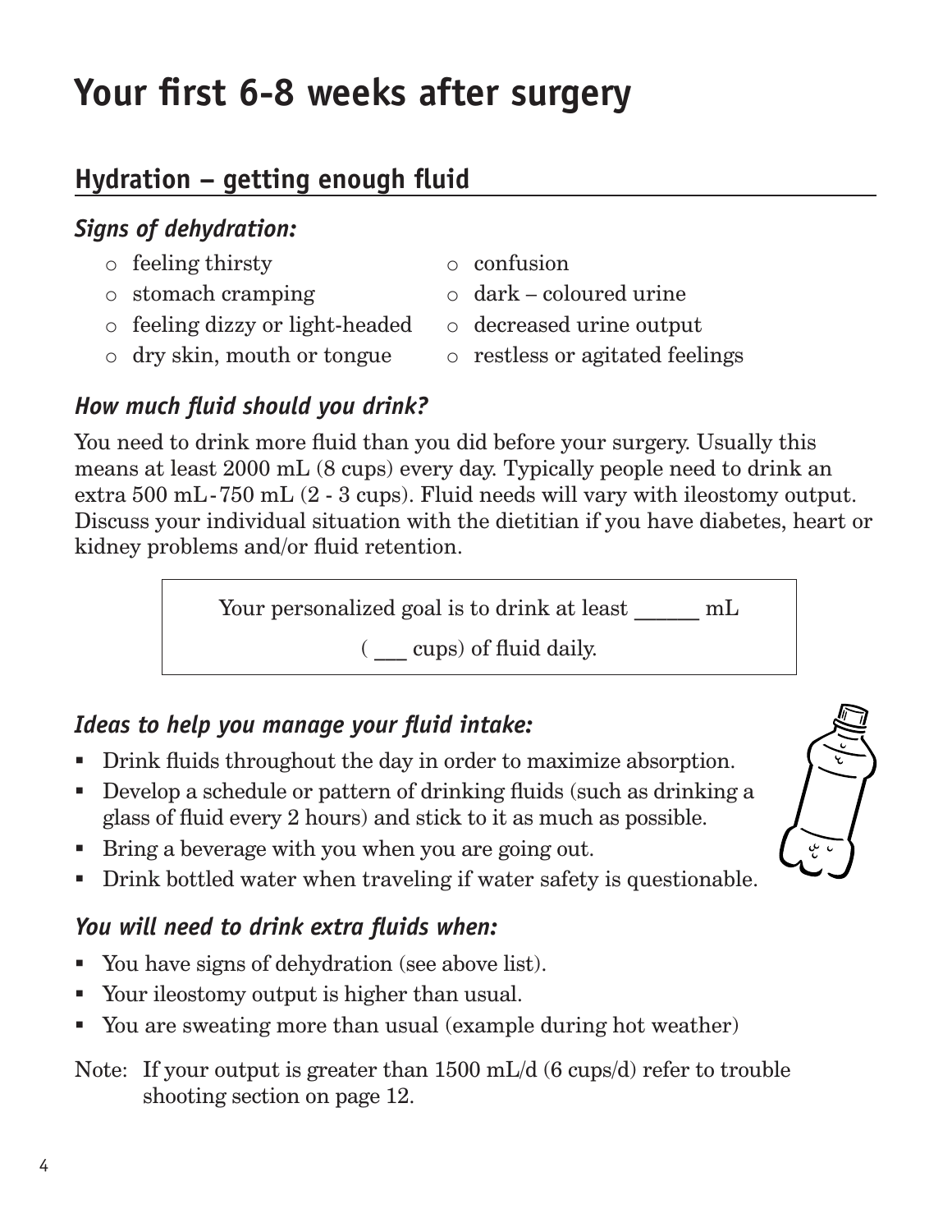# Your first 6-8 weeks after surgery

## Hydration – getting enough fluid

### *Signs of dehydration:*

- feeling thirsty
- stomach cramping
- feeling dizzy or light-headed
- dry skin, mouth or tongue
- confusion
- dark – coloured urine
- decreased urine output
- restless or agitated feelings

### *How much fluid should you drink?*

You need to drink more fluid than you did before your surgery. Usually this means at least 2000 mL (8 cups) every day. Typically people need to drink an extra 500 mL-750 mL (2 - 3 cups). Fluid needs will vary with ileostomy output. Discuss your individual situation with the dietitian if you have diabetes, heart or kidney problems and/or fluid retention.

> Your personalized goal is to drink at least ______ mL
>
> ( ___ cups) of fluid daily.

### *Ideas to help you manage your fluid intake:*

- Drink fluids throughout the day in order to maximize absorption.
- Develop a schedule or pattern of drinking fluids (such as drinking a glass of fluid every 2 hours) and stick to it as much as possible.
- Bring a beverage with you when you are going out.
- Drink bottled water when traveling if water safety is questionable.

### *You will need to drink extra fluids when:*

- You have signs of dehydration (see above list).
- Your ileostomy output is higher than usual.
- You are sweating more than usual (example during hot weather)

Note: If your output is greater than 1500 mL/d (6 cups/d) refer to trouble shooting section on page 12.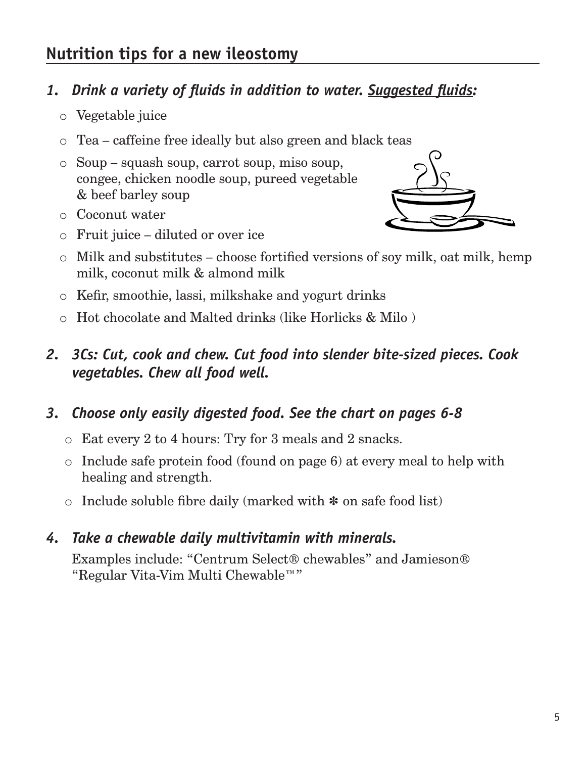## Nutrition tips for a new ileostomy

### *1. Drink a variety of fluids in addition to water. Suggested fluids:*

- Vegetable juice
- Tea – caffeine free ideally but also green and black teas
- Soup – squash soup, carrot soup, miso soup, congee, chicken noodle soup, pureed vegetable & beef barley soup
- Coconut water
- Fruit juice – diluted or over ice
- Milk and substitutes – choose fortified versions of soy milk, oat milk, hemp milk, coconut milk & almond milk
- Kefir, smoothie, lassi, milkshake and yogurt drinks
- Hot chocolate and Malted drinks (like Horlicks & Milo )

### *2. 3Cs: Cut, cook and chew. Cut food into slender bite-sized pieces. Cook vegetables. Chew all food well.*

### *3. Choose only easily digested food. See the chart on pages 6-8*

- Eat every 2 to 4 hours: Try for 3 meals and 2 snacks.
- Include safe protein food (found on page 6) at every meal to help with healing and strength.
- Include soluble fibre daily (marked with ✻ on safe food list)

### *4. Take a chewable daily multivitamin with minerals.*

Examples include: "Centrum Select® chewables" and Jamieson® "Regular Vita-Vim Multi Chewable™"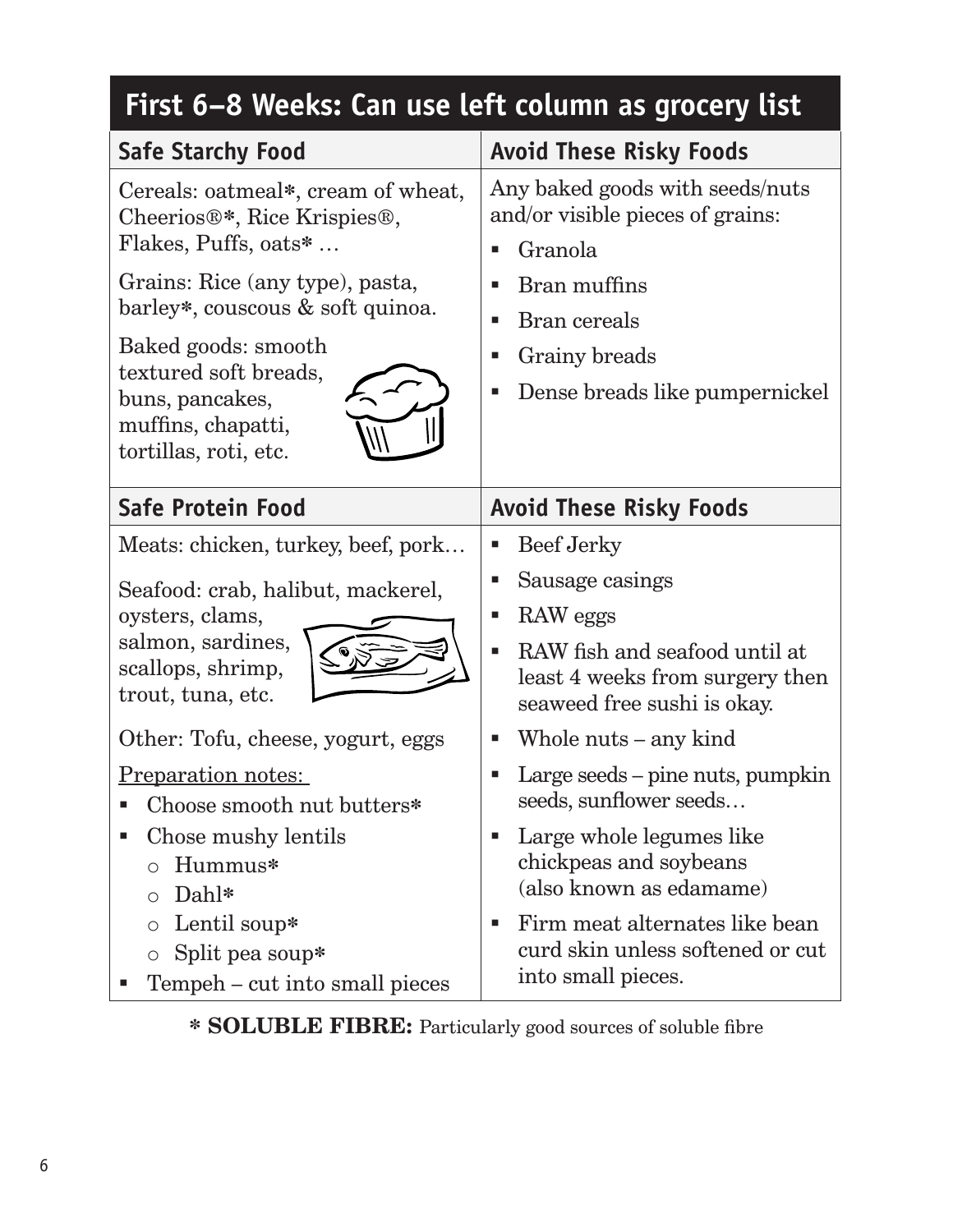## First 6–8 Weeks: Can use left column as grocery list

| Safe Starchy Food | Avoid These Risky Foods |
|---|---|
| Cereals: oatmeal*, cream of wheat, Cheerios®*, Rice Krispies®, Flakes, Puffs, oats* …<br><br>Grains: Rice (any type), pasta, barley*, couscous & soft quinoa.<br><br>Baked goods: smooth textured soft breads, buns, pancakes, muffins, chapatti, tortillas, roti, etc. | Any baked goods with seeds/nuts and/or visible pieces of grains:<br>▪ Granola<br>▪ Bran muffins<br>▪ Bran cereals<br>▪ Grainy breads<br>▪ Dense breads like pumpernickel |

| Safe Protein Food | Avoid These Risky Foods |
|---|---|
| Meats: chicken, turkey, beef, pork…<br><br>Seafood: crab, halibut, mackerel, oysters, clams, salmon, sardines, scallops, shrimp, trout, tuna, etc.<br><br>Other: Tofu, cheese, yogurt, eggs<br><br>Preparation notes:<br>▪ Choose smooth nut butters*<br>▪ Chose mushy lentils<br>&nbsp;&nbsp;o Hummus*<br>&nbsp;&nbsp;o Dahl*<br>&nbsp;&nbsp;o Lentil soup*<br>&nbsp;&nbsp;o Split pea soup*<br>▪ Tempeh – cut into small pieces | ▪ Beef Jerky<br>▪ Sausage casings<br>▪ RAW eggs<br>▪ RAW fish and seafood until at least 4 weeks from surgery then seaweed free sushi is okay.<br>▪ Whole nuts – any kind<br>▪ Large seeds – pine nuts, pumpkin seeds, sunflower seeds…<br>▪ Large whole legumes like chickpeas and soybeans (also known as edamame)<br>▪ Firm meat alternates like bean curd skin unless softened or cut into small pieces. |

**\* SOLUBLE FIBRE:** Particularly good sources of soluble fibre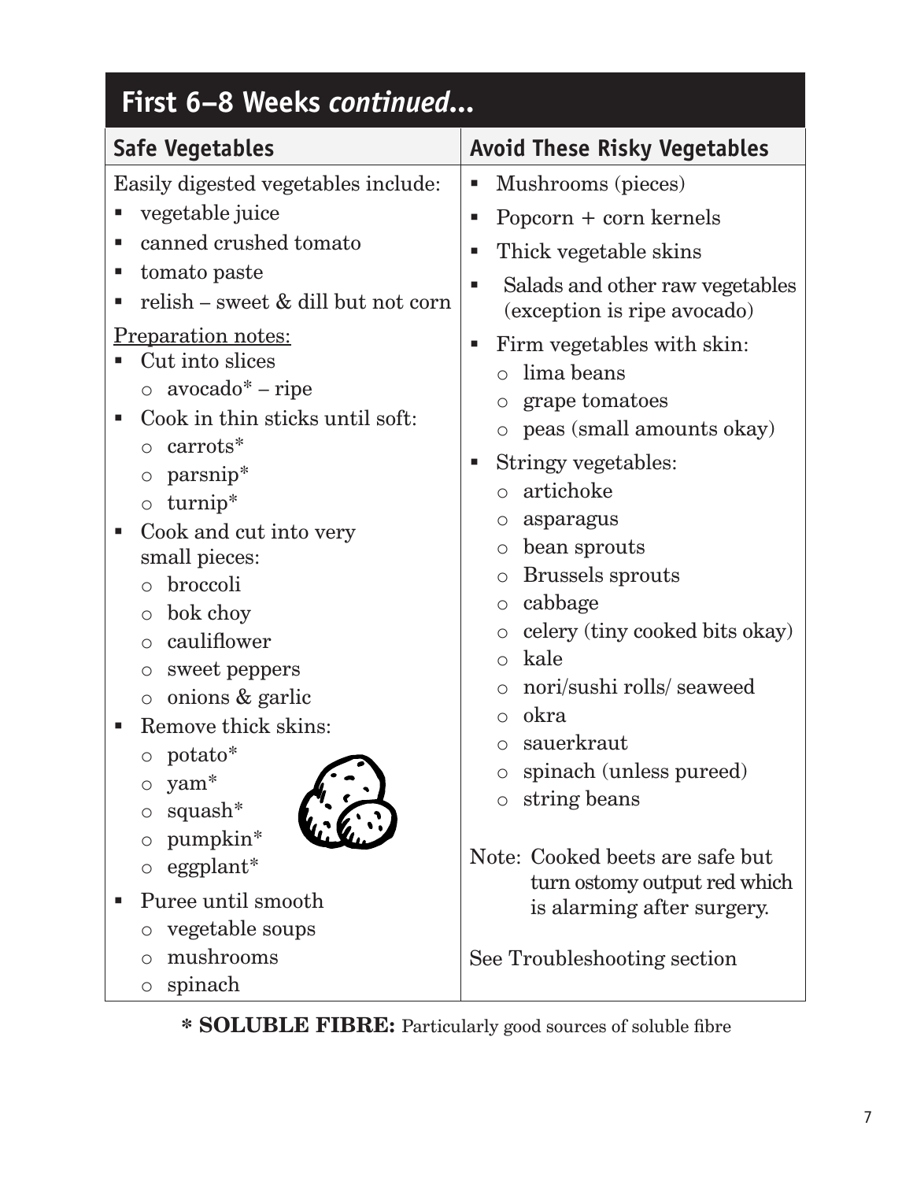## First 6–8 Weeks *continued*...

### Safe Vegetables

Easily digested vegetables include:

- vegetable juice
- canned crushed tomato
- tomato paste
- relish – sweet & dill but not corn

<u>Preparation notes:</u>

- Cut into slices
  - avocado* – ripe
- Cook in thin sticks until soft:
  - carrots*
  - parsnip*
  - turnip*
- Cook and cut into very small pieces:
  - broccoli
  - bok choy
  - cauliflower
  - sweet peppers
  - onions & garlic
- Remove thick skins:
  - potato*
  - yam*
  - squash*
  - pumpkin*
  - eggplant*
- Puree until smooth
  - vegetable soups
  - mushrooms
  - spinach

### Avoid These Risky Vegetables

- Mushrooms (pieces)
- Popcorn + corn kernels
- Thick vegetable skins
- Salads and other raw vegetables (exception is ripe avocado)
- Firm vegetables with skin:
  - lima beans
  - grape tomatoes
  - peas (small amounts okay)
- Stringy vegetables:
  - artichoke
  - asparagus
  - bean sprouts
  - Brussels sprouts
  - cabbage
  - celery (tiny cooked bits okay)
  - kale
  - nori/sushi rolls/ seaweed
  - okra
  - sauerkraut
  - spinach (unless pureed)
  - string beans

Note: Cooked beets are safe but turn ostomy output red which is alarming after surgery.

See Troubleshooting section

**\* SOLUBLE FIBRE:** Particularly good sources of soluble fibre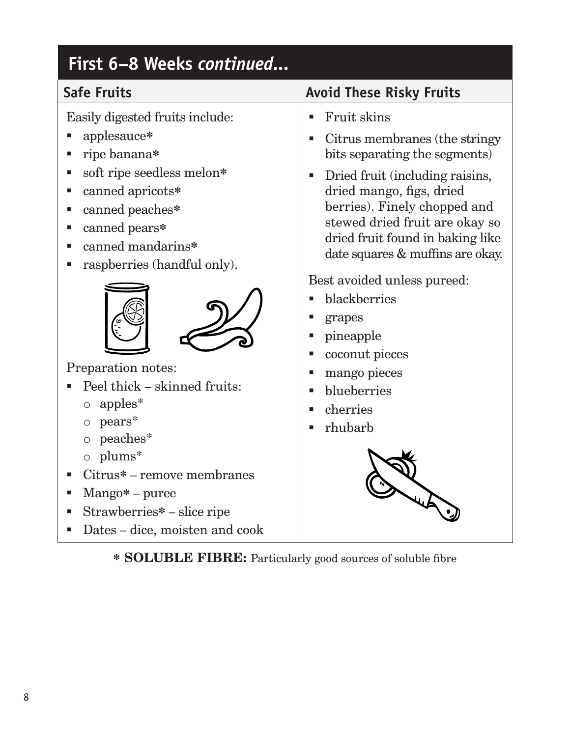## First 6–8 Weeks *continued...*

### Safe Fruits

Easily digested fruits include:

- applesauce*
- ripe banana*
- soft ripe seedless melon*
- canned apricots*
- canned peaches*
- canned pears*
- canned mandarins*
- raspberries (handful only).

Preparation notes:

- Peel thick – skinned fruits:
  - apples*
  - pears*
  - peaches*
  - plums*
- Citrus* – remove membranes
- Mango* – puree
- Strawberries* – slice ripe
- Dates – dice, moisten and cook

### Avoid These Risky Fruits

- Fruit skins
- Citrus membranes (the stringy bits separating the segments)
- Dried fruit (including raisins, dried mango, figs, dried berries). Finely chopped and stewed dried fruit are okay so dried fruit found in baking like date squares & muffins are okay.

Best avoided unless pureed:

- blackberries
- grapes
- pineapple
- coconut pieces
- mango pieces
- blueberries
- cherries
- rhubarb

\* **SOLUBLE FIBRE:** Particularly good sources of soluble fibre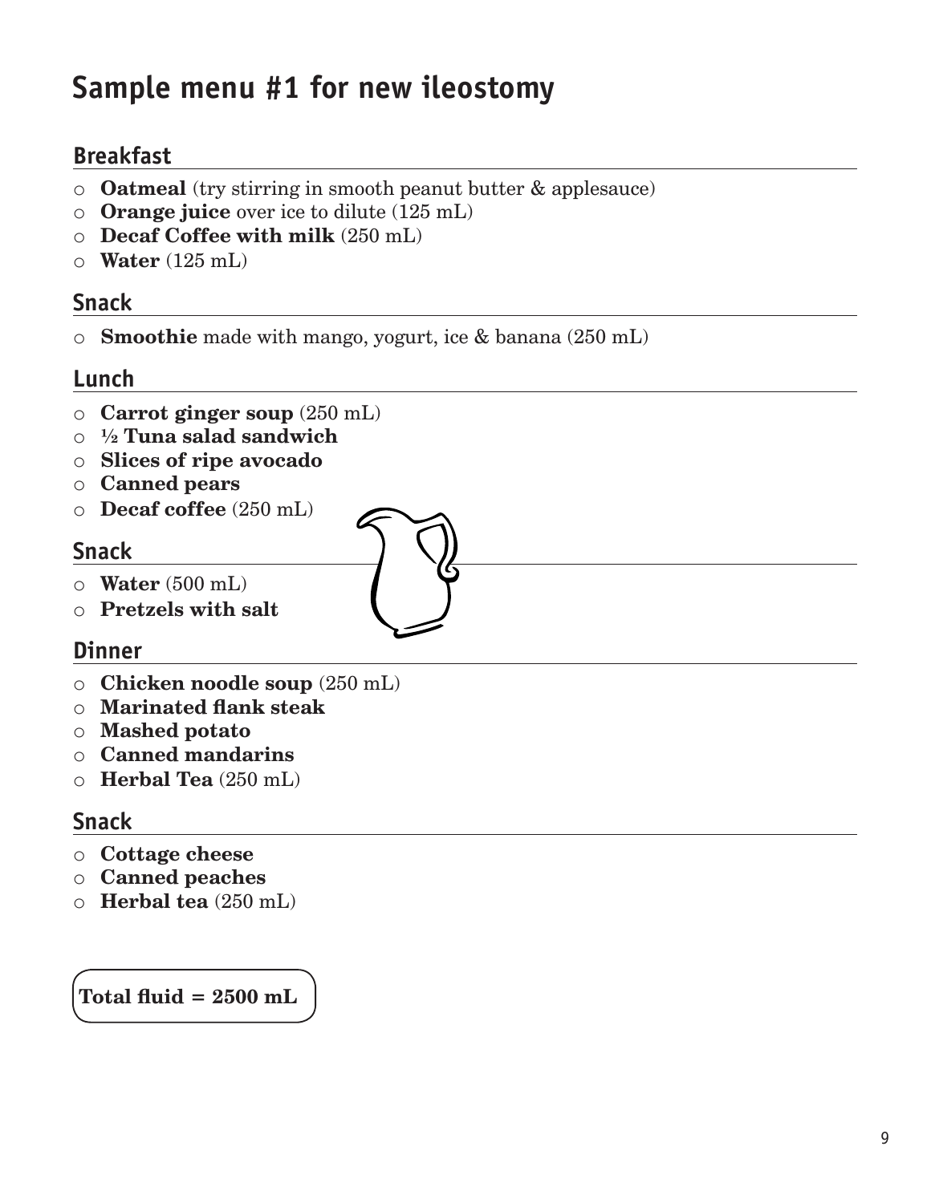# Sample menu #1 for new ileostomy

## Breakfast

- **Oatmeal** (try stirring in smooth peanut butter & applesauce)
- **Orange juice** over ice to dilute (125 mL)
- **Decaf Coffee with milk** (250 mL)
- **Water** (125 mL)

## Snack

- **Smoothie** made with mango, yogurt, ice & banana (250 mL)

## Lunch

- **Carrot ginger soup** (250 mL)
- **½ Tuna salad sandwich**
- **Slices of ripe avocado**
- **Canned pears**
- **Decaf coffee** (250 mL)

## Snack

- **Water** (500 mL)
- **Pretzels with salt**

## Dinner

- **Chicken noodle soup** (250 mL)
- **Marinated flank steak**
- **Mashed potato**
- **Canned mandarins**
- **Herbal Tea** (250 mL)

## Snack

- **Cottage cheese**
- **Canned peaches**
- **Herbal tea** (250 mL)

**Total fluid = 2500 mL**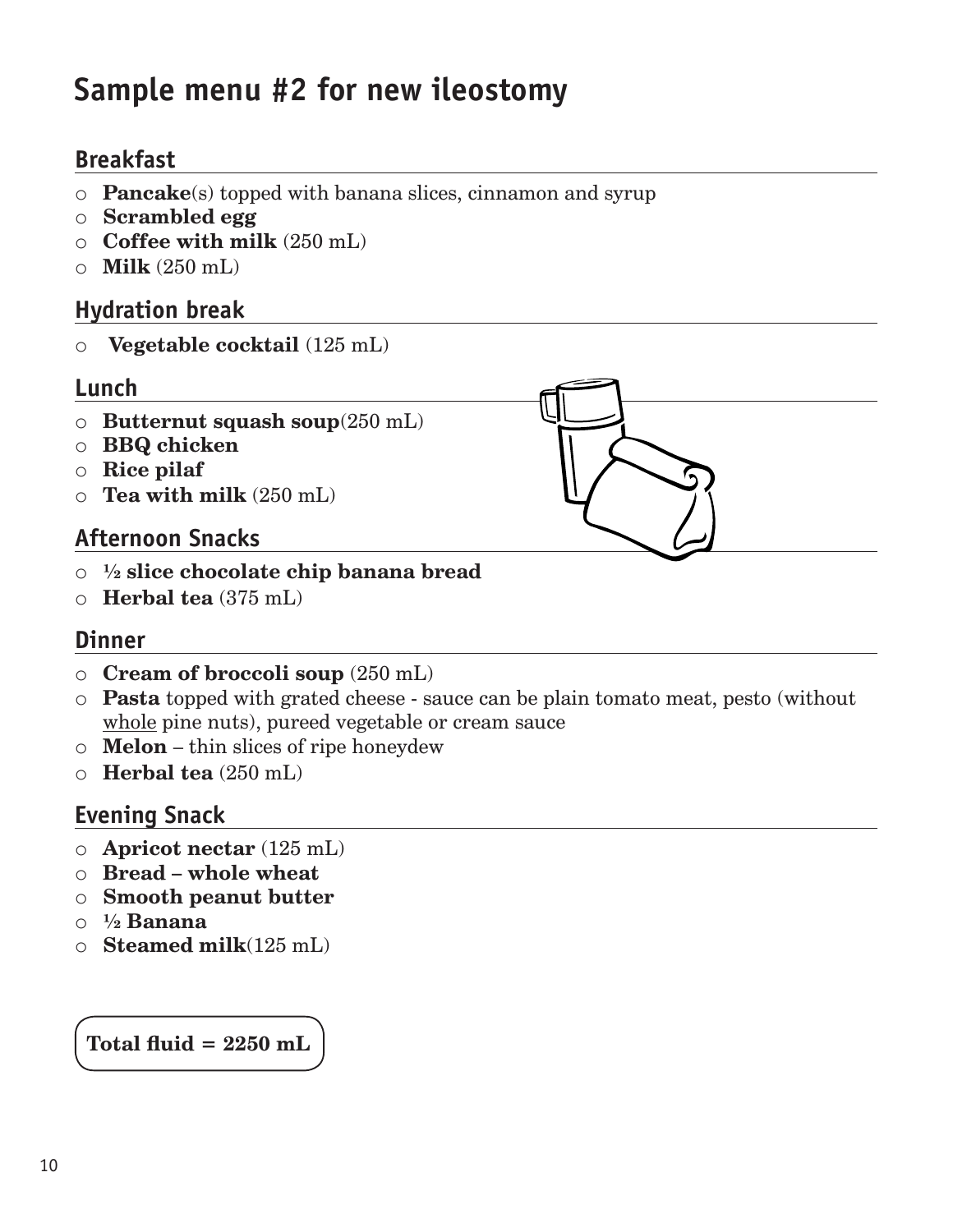# Sample menu #2 for new ileostomy

## Breakfast

- **Pancake**(s) topped with banana slices, cinnamon and syrup
- **Scrambled egg**
- **Coffee with milk** (250 mL)
- **Milk** (250 mL)

## Hydration break

- **Vegetable cocktail** (125 mL)

## Lunch

- **Butternut squash soup**(250 mL)
- **BBQ chicken**
- **Rice pilaf**
- **Tea with milk** (250 mL)

## Afternoon Snacks

- **½ slice chocolate chip banana bread**
- **Herbal tea** (375 mL)

## Dinner

- **Cream of broccoli soup** (250 mL)
- **Pasta** topped with grated cheese - sauce can be plain tomato meat, pesto (without <u>whole</u> pine nuts), pureed vegetable or cream sauce
- **Melon** – thin slices of ripe honeydew
- **Herbal tea** (250 mL)

## Evening Snack

- **Apricot nectar** (125 mL)
- **Bread – whole wheat**
- **Smooth peanut butter**
- **½ Banana**
- **Steamed milk**(125 mL)

**Total fluid = 2250 mL**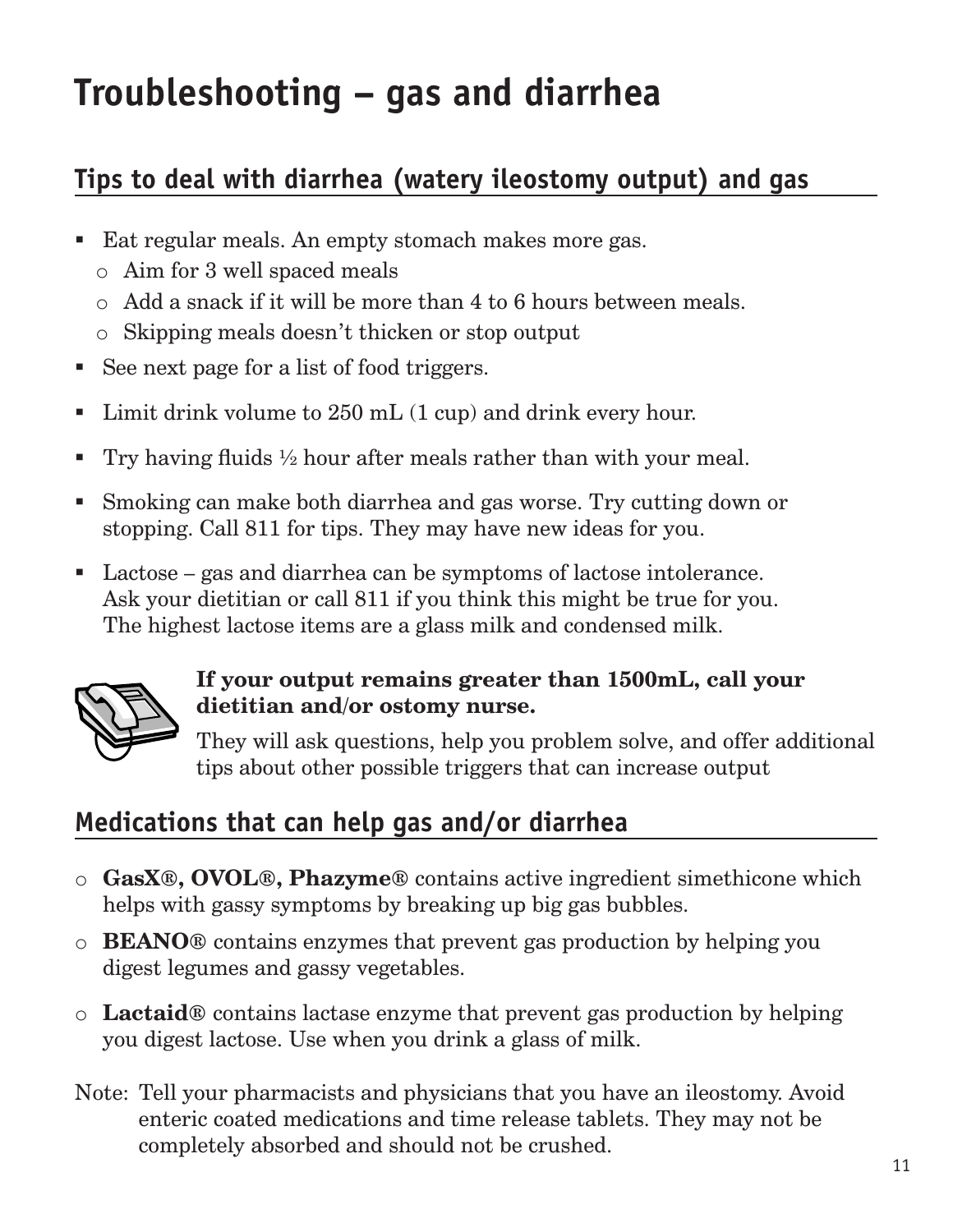# Troubleshooting – gas and diarrhea

## Tips to deal with diarrhea (watery ileostomy output) and gas

- Eat regular meals. An empty stomach makes more gas.
  - Aim for 3 well spaced meals
  - Add a snack if it will be more than 4 to 6 hours between meals.
  - Skipping meals doesn't thicken or stop output
- See next page for a list of food triggers.
- Limit drink volume to 250 mL (1 cup) and drink every hour.
- Try having fluids ½ hour after meals rather than with your meal.
- Smoking can make both diarrhea and gas worse. Try cutting down or stopping. Call 811 for tips. They may have new ideas for you.
- Lactose – gas and diarrhea can be symptoms of lactose intolerance. Ask your dietitian or call 811 if you think this might be true for you. The highest lactose items are a glass milk and condensed milk.

**If your output remains greater than 1500mL, call your dietitian and/or ostomy nurse.**

They will ask questions, help you problem solve, and offer additional tips about other possible triggers that can increase output

## Medications that can help gas and/or diarrhea

- **GasX®, OVOL®, Phazyme®** contains active ingredient simethicone which helps with gassy symptoms by breaking up big gas bubbles.
- **BEANO®** contains enzymes that prevent gas production by helping you digest legumes and gassy vegetables.
- **Lactaid®** contains lactase enzyme that prevent gas production by helping you digest lactose. Use when you drink a glass of milk.

Note: Tell your pharmacists and physicians that you have an ileostomy. Avoid enteric coated medications and time release tablets. They may not be completely absorbed and should not be crushed.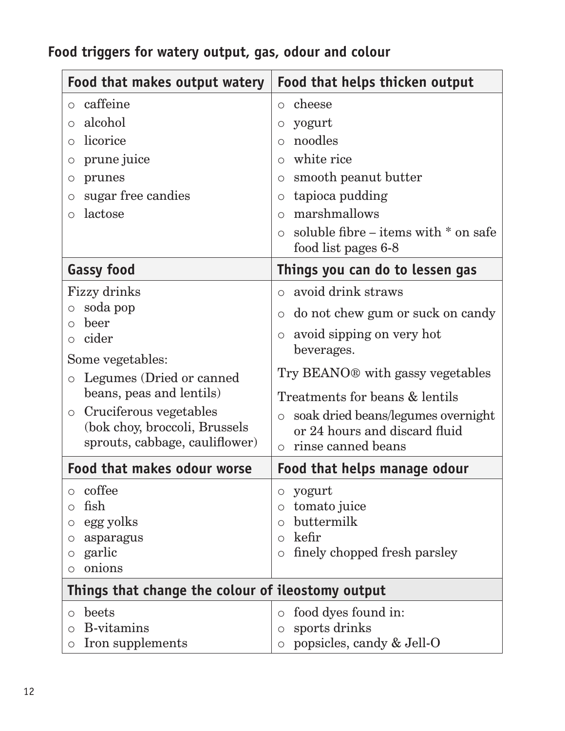## Food triggers for watery output, gas, odour and colour

| Food that makes output watery | Food that helps thicken output |
|---|---|
| ○ caffeine<br>○ alcohol<br>○ licorice<br>○ prune juice<br>○ prunes<br>○ sugar free candies<br>○ lactose | ○ cheese<br>○ yogurt<br>○ noodles<br>○ white rice<br>○ smooth peanut butter<br>○ tapioca pudding<br>○ marshmallows<br>○ soluble fibre – items with * on safe food list pages 6-8 |
| **Gassy food** | **Things you can do to lessen gas** |
| Fizzy drinks<br>○ soda pop<br>○ beer<br>○ cider<br>Some vegetables:<br>○ Legumes (Dried or canned beans, peas and lentils)<br>○ Cruciferous vegetables (bok choy, broccoli, Brussels sprouts, cabbage, cauliflower) | ○ avoid drink straws<br>○ do not chew gum or suck on candy<br>○ avoid sipping on very hot beverages.<br>Try BEANO® with gassy vegetables<br>Treatments for beans & lentils<br>○ soak dried beans/legumes overnight or 24 hours and discard fluid<br>○ rinse canned beans |
| **Food that makes odour worse** | **Food that helps manage odour** |
| ○ coffee<br>○ fish<br>○ egg yolks<br>○ asparagus<br>○ garlic<br>○ onions | ○ yogurt<br>○ tomato juice<br>○ buttermilk<br>○ kefir<br>○ finely chopped fresh parsley |
| **Things that change the colour of ileostomy output** | |
| ○ beets<br>○ B-vitamins<br>○ Iron supplements | ○ food dyes found in:<br>○ sports drinks<br>○ popsicles, candy & Jell-O |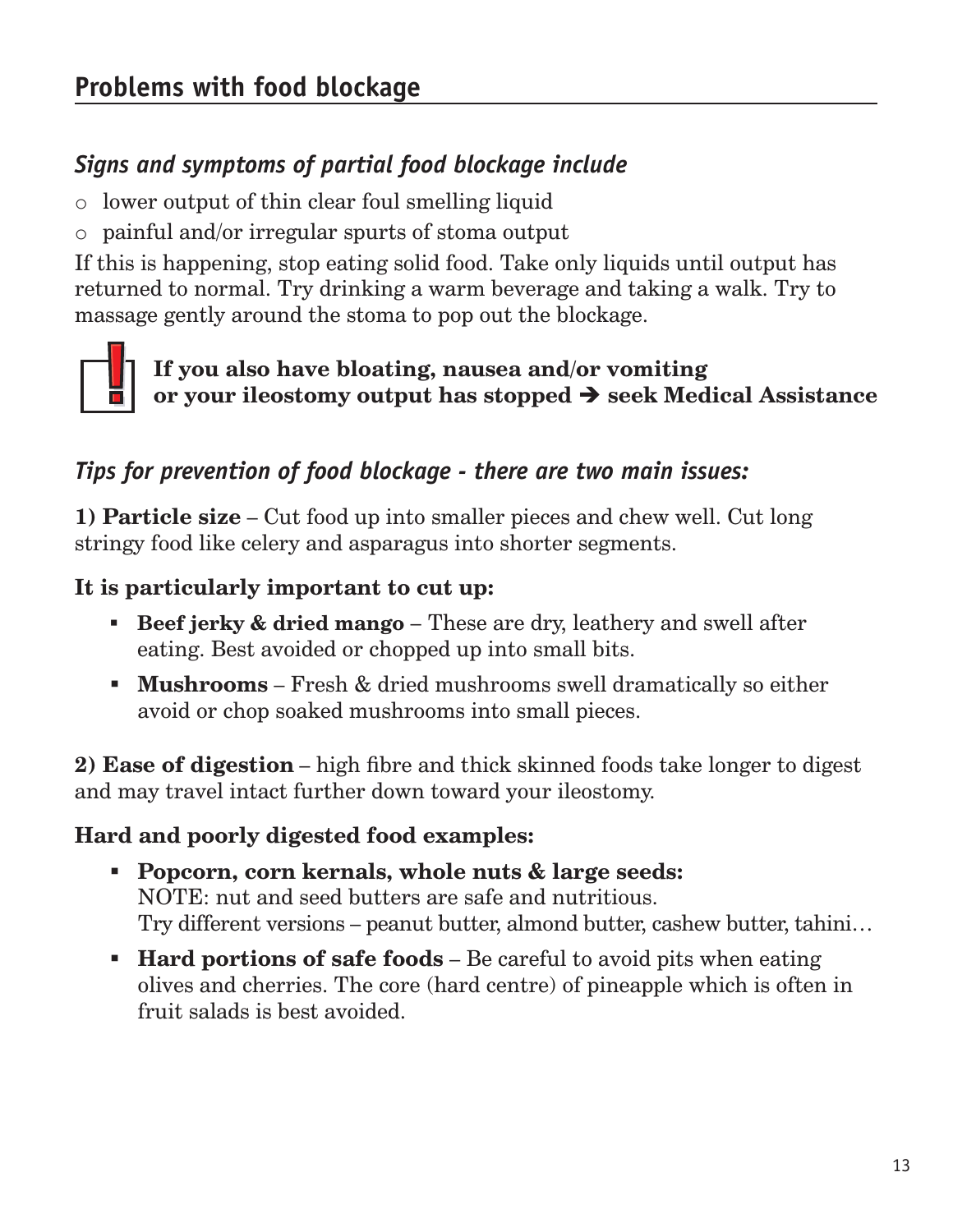## Problems with food blockage

### *Signs and symptoms of partial food blockage include*

- lower output of thin clear foul smelling liquid
- painful and/or irregular spurts of stoma output

If this is happening, stop eating solid food. Take only liquids until output has returned to normal. Try drinking a warm beverage and taking a walk. Try to massage gently around the stoma to pop out the blockage.

**If you also have bloating, nausea and/or vomiting or your ileostomy output has stopped ➔ seek Medical Assistance**

### *Tips for prevention of food blockage - there are two main issues:*

**1) Particle size** – Cut food up into smaller pieces and chew well. Cut long stringy food like celery and asparagus into shorter segments.

**It is particularly important to cut up:**

- **Beef jerky & dried mango** – These are dry, leathery and swell after eating. Best avoided or chopped up into small bits.
- **Mushrooms** – Fresh & dried mushrooms swell dramatically so either avoid or chop soaked mushrooms into small pieces.

**2) Ease of digestion** – high fibre and thick skinned foods take longer to digest and may travel intact further down toward your ileostomy.

**Hard and poorly digested food examples:**

- **Popcorn, corn kernals, whole nuts & large seeds:**
  NOTE: nut and seed butters are safe and nutritious.
  Try different versions – peanut butter, almond butter, cashew butter, tahini…
- **Hard portions of safe foods** – Be careful to avoid pits when eating olives and cherries. The core (hard centre) of pineapple which is often in fruit salads is best avoided.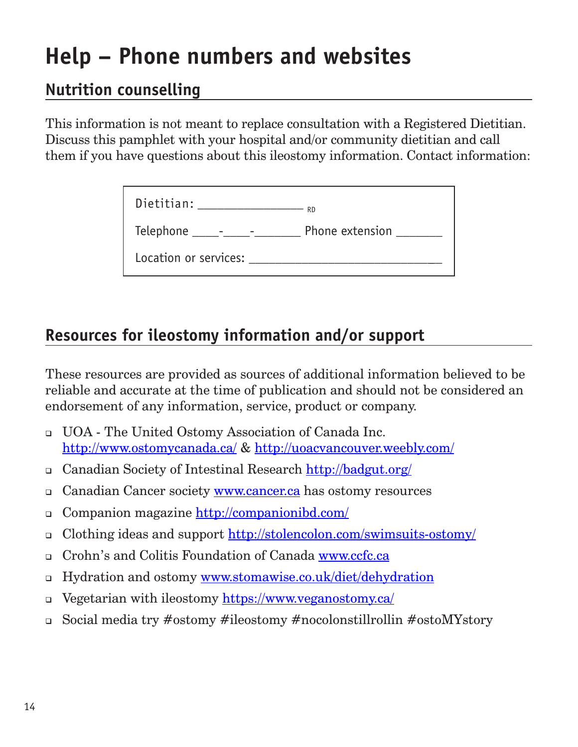# Help – Phone numbers and websites

## Nutrition counselling

This information is not meant to replace consultation with a Registered Dietitian. Discuss this pamphlet with your hospital and/or community dietitian and call them if you have questions about this ileostomy information. Contact information:

Dietitian: ________________ RD

Telephone ____-____-_______ Phone extension _______

Location or services: ______________________________

## Resources for ileostomy information and/or support

These resources are provided as sources of additional information believed to be reliable and accurate at the time of publication and should not be considered an endorsement of any information, service, product or company.

- UOA - The United Ostomy Association of Canada Inc. http://www.ostomycanada.ca/ & http://uoacvancouver.weebly.com/
- Canadian Society of Intestinal Research http://badgut.org/
- Canadian Cancer society www.cancer.ca has ostomy resources
- Companion magazine http://companionibd.com/
- Clothing ideas and support http://stolencolon.com/swimsuits-ostomy/
- Crohn's and Colitis Foundation of Canada www.ccfc.ca
- Hydration and ostomy www.stomawise.co.uk/diet/dehydration
- Vegetarian with ileostomy https://www.veganostomy.ca/
- Social media try #ostomy #ileostomy #nocolonstillrollin #ostoMYstory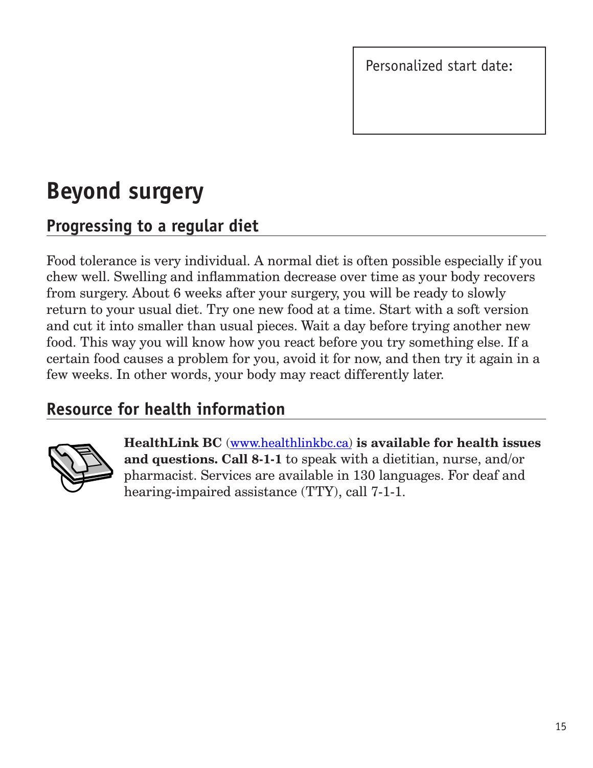Personalized start date:

# Beyond surgery

## Progressing to a regular diet

Food tolerance is very individual. A normal diet is often possible especially if you chew well. Swelling and inflammation decrease over time as your body recovers from surgery. About 6 weeks after your surgery, you will be ready to slowly return to your usual diet. Try one new food at a time. Start with a soft version and cut it into smaller than usual pieces. Wait a day before trying another new food. This way you will know how you react before you try something else. If a certain food causes a problem for you, avoid it for now, and then try it again in a few weeks. In other words, your body may react differently later.

## Resource for health information

**HealthLink BC** (www.healthlinkbc.ca) **is available for health issues and questions. Call 8-1-1** to speak with a dietitian, nurse, and/or pharmacist. Services are available in 130 languages. For deaf and hearing-impaired assistance (TTY), call 7-1-1.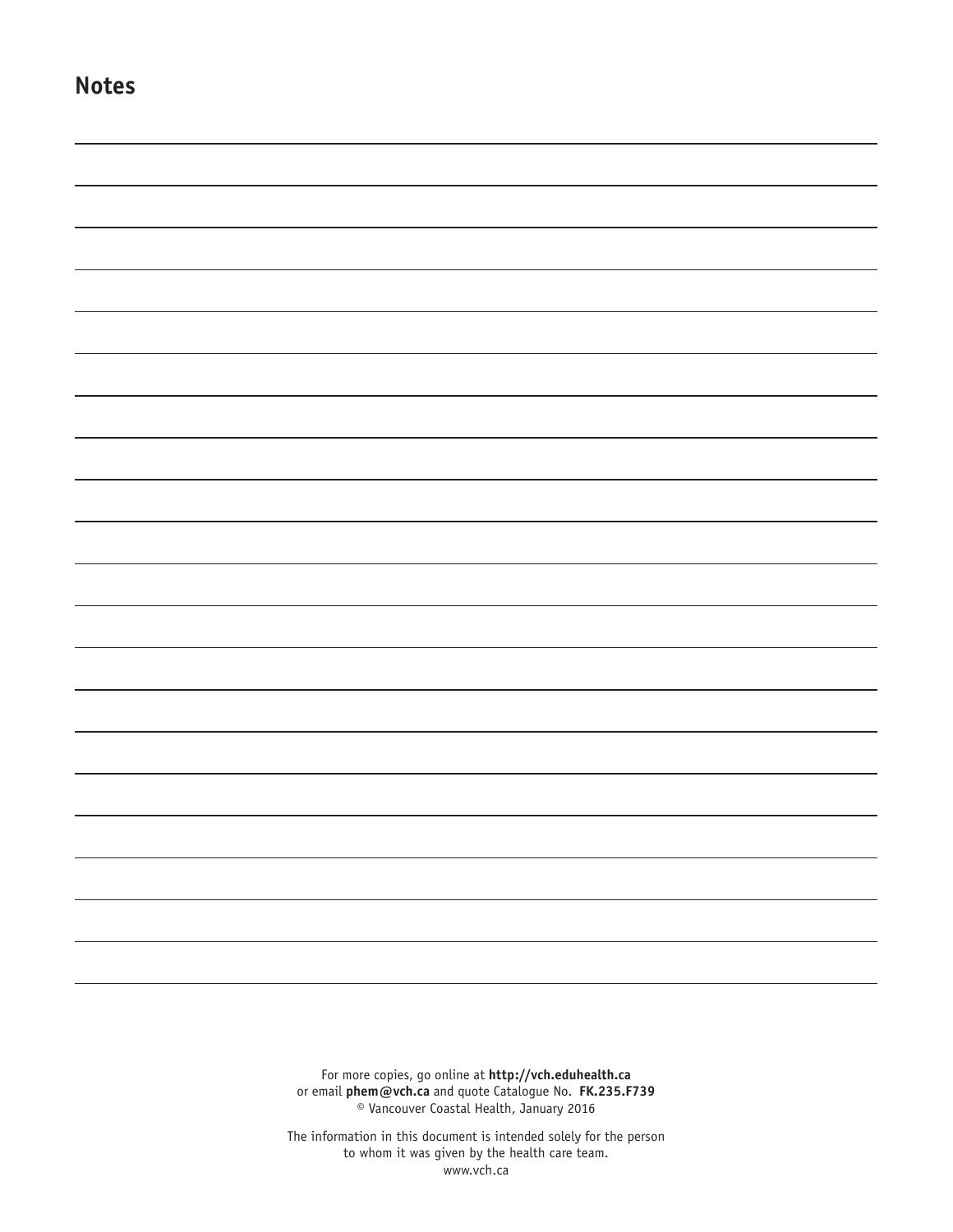## Notes

For more copies, go online at **http://vch.eduhealth.ca**
or email **phem@vch.ca** and quote Catalogue No. **FK.235.F739**
© Vancouver Coastal Health, January 2016

The information in this document is intended solely for the person
to whom it was given by the health care team.
www.vch.ca